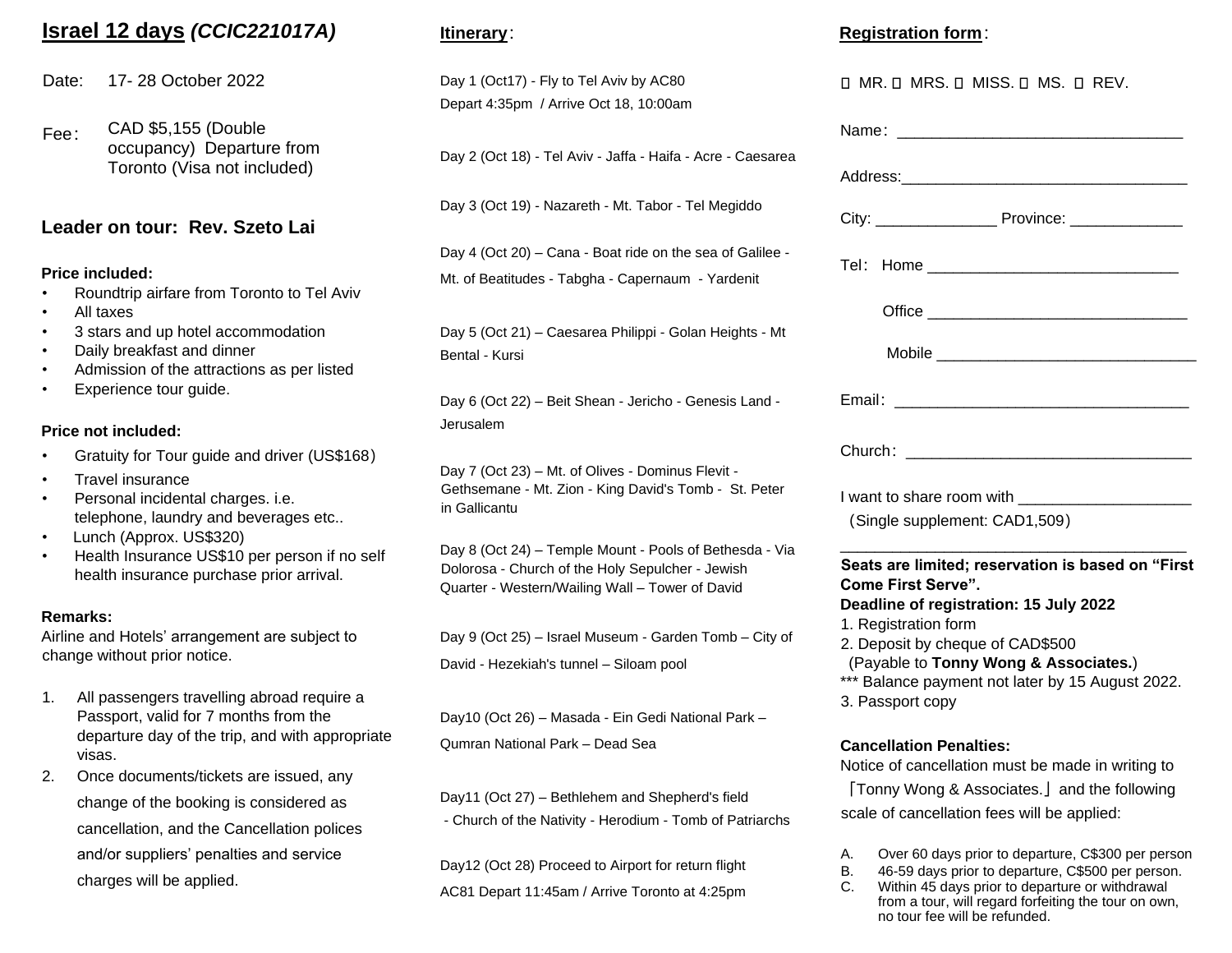# Israel 12 days *(CCIC221017A)*

Date: 17- 28 October 2022

Fee： CAD $5,155 (Double occupancy) Departure from Toronto (Visa not included)

## Leader on tour: Rev. Szeto Lai

**Price included:**

- Roundtrip airfare from Toronto to Tel Aviv
- All taxes
- 3 stars and up hotel accommodation
- Daily breakfast and dinner
- Admission of the attractions as per listed
- Experience tour guide.

**Price not included:**

- Gratuity for Tour guide and driver (US$168）
- Travel insurance
- Personal incidental charges. i.e. telephone, laundry and beverages etc..
- Lunch (Approx. US$320)
- Health Insurance US$10 per person if no self health insurance purchase prior arrival.

**Remarks:**

Airline and Hotels' arrangement are subject to change without prior notice.

1. All passengers travelling abroad require a Passport, valid for 7 months from the departure day of the trip, and with appropriate visas.
2. Once documents/tickets are issued, any change of the booking is considered as cancellation, and the Cancellation polices and/or suppliers' penalties and service charges will be applied.

**Itinerary**：

Day 1 (Oct17) - Fly to Tel Aviv by AC80
Depart 4:35pm / Arrive Oct 18, 10:00am

Day 2 (Oct 18) - Tel Aviv - Jaffa - Haifa - Acre - Caesarea

Day 3 (Oct 19) - Nazareth - Mt. Tabor - Tel Megiddo

Day 4 (Oct 20) – Cana - Boat ride on the sea of Galilee - Mt. of Beatitudes - Tabgha - Capernaum - Yardenit

Day 5 (Oct 21) – Caesarea Philippi - Golan Heights - Mt Bental - Kursi

Day 6 (Oct 22) – Beit Shean - Jericho - Genesis Land - Jerusalem

Day 7 (Oct 23) – Mt. of Olives - Dominus Flevit - Gethsemane - Mt. Zion - King David's Tomb - St. Peter in Gallicantu

Day 8 (Oct 24) – Temple Mount - Pools of Bethesda - Via Dolorosa - Church of the Holy Sepulcher - Jewish Quarter - Western/Wailing Wall – Tower of David

Day 9 (Oct 25) – Israel Museum - Garden Tomb – City of David - Hezekiah's tunnel – Siloam pool

Day10 (Oct 26) – Masada - Ein Gedi National Park – Qumran National Park – Dead Sea

Day11 (Oct 27) – Bethlehem and Shepherd's field - Church of the Nativity - Herodium - Tomb of Patriarchs

Day12 (Oct 28) Proceed to Airport for return flight
AC81 Depart 11:45am / Arrive Toronto at 4:25pm

**Registration form**：

☐ MR. ☐ MRS. ☐ MISS. ☐ MS. ☐ REV.

Name： ________________________________

Address: ________________________________

City: _____________ Province: ____________

Tel： Home ____________________________

Office ____________________________

Mobile ____________________________

Email： ________________________________

Church： ________________________________

I want to share room with ___________________
（Single supplement: CAD1,509）

**Seats are limited; reservation is based on "First Come First Serve".**

**Deadline of registration: 15 July 2022**

1. Registration form
2. Deposit by cheque of CAD$500 (Payable to **Tonny Wong & Associates.**)
*** Balance payment not later by 15 August 2022.
3. Passport copy

**Cancellation Penalties:**

Notice of cancellation must be made in writing to 「Tonny Wong & Associates.」 and the following scale of cancellation fees will be applied:

A. Over 60 days prior to departure, C$300 per person
B. 46-59 days prior to departure, C$500 per person.
C. Within 45 days prior to departure or withdrawal from a tour, will regard forfeiting the tour on own, no tour fee will be refunded.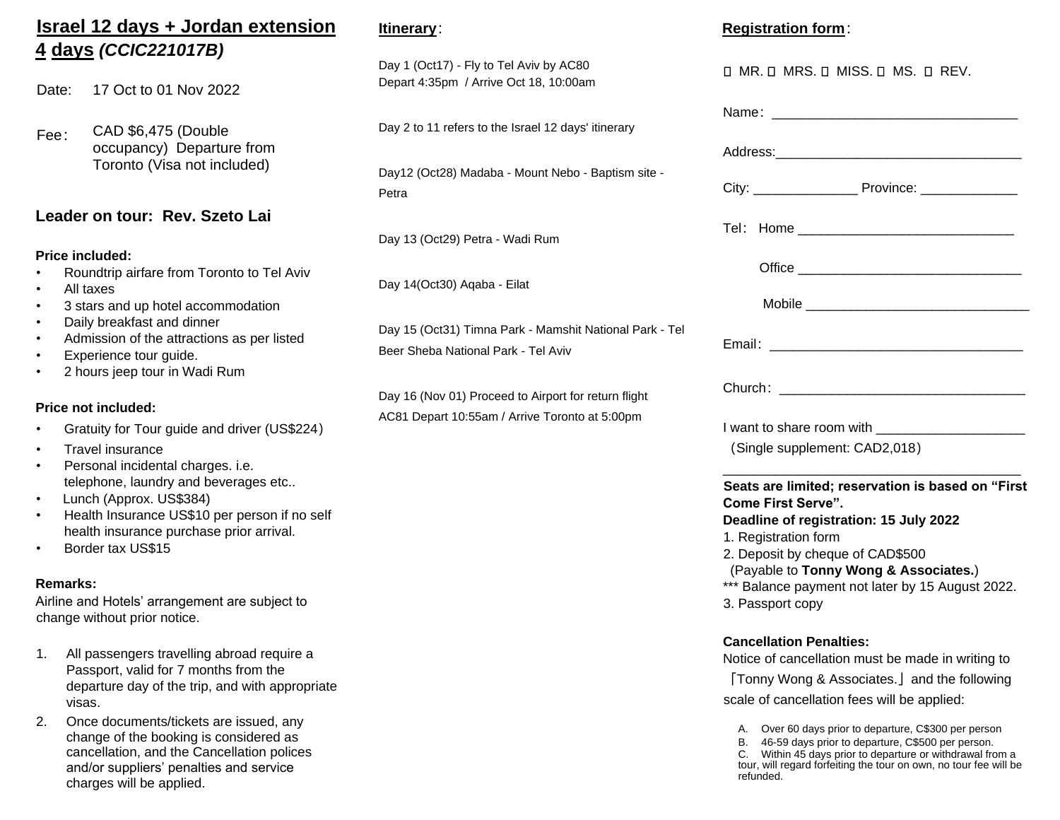# Israel 12 days + Jordan extension 4 days *(CCIC221017B)*

Date: 17 Oct to 01 Nov 2022

Fee： CAD $6,475 (Double occupancy) Departure from Toronto (Visa not included)

## Leader on tour: Rev. Szeto Lai

**Price included:**

- Roundtrip airfare from Toronto to Tel Aviv
- All taxes
- 3 stars and up hotel accommodation
- Daily breakfast and dinner
- Admission of the attractions as per listed
- Experience tour guide.
- 2 hours jeep tour in Wadi Rum

**Price not included:**

- Gratuity for Tour guide and driver (US$224)
- Travel insurance
- Personal incidental charges. i.e. telephone, laundry and beverages etc..
- Lunch (Approx. US$384)
- Health Insurance US$10 per person if no self health insurance purchase prior arrival.
- Border tax US$15

**Remarks:**

Airline and Hotels' arrangement are subject to change without prior notice.

1. All passengers travelling abroad require a Passport, valid for 7 months from the departure day of the trip, and with appropriate visas.
2. Once documents/tickets are issued, any change of the booking is considered as cancellation, and the Cancellation polices and/or suppliers' penalties and service charges will be applied.

## Itinerary：

Day 1 (Oct17) - Fly to Tel Aviv by AC80
Depart 4:35pm / Arrive Oct 18, 10:00am

Day 2 to 11 refers to the Israel 12 days' itinerary

Day12 (Oct28) Madaba - Mount Nebo - Baptism site - Petra

Day 13 (Oct29) Petra - Wadi Rum

Day 14(Oct30) Aqaba - Eilat

Day 15 (Oct31) Timna Park - Mamshit National Park - Tel Beer Sheba National Park - Tel Aviv

Day 16 (Nov 01) Proceed to Airport for return flight
AC81 Depart 10:55am / Arrive Toronto at 5:00pm

## Registration form：

☐ MR. ☐ MRS. ☐ MISS. ☐ MS. ☐ REV.

Name： ________________________________

Address:________________________________

City: _____________ Province: ____________

Tel： Home ____________________________

Office ______________________________

Mobile ______________________________

Email： __________________________________

Church： ________________________________

I want to share room with ___________________
(Single supplement: CAD2,018)

________________________________________

**Seats are limited; reservation is based on "First Come First Serve".**

**Deadline of registration: 15 July 2022**

1. Registration form
2. Deposit by cheque of CAD$500
   (Payable to **Tonny Wong & Associates.**)
   *** Balance payment not later by 15 August 2022.
3. Passport copy

**Cancellation Penalties:**

Notice of cancellation must be made in writing to 「Tonny Wong & Associates.」 and the following scale of cancellation fees will be applied:

A. Over 60 days prior to departure, C$300 per person
B. 46-59 days prior to departure, C$500 per person.
C. Within 45 days prior to departure or withdrawal from a tour, will regard forfeiting the tour on own, no tour fee will be refunded.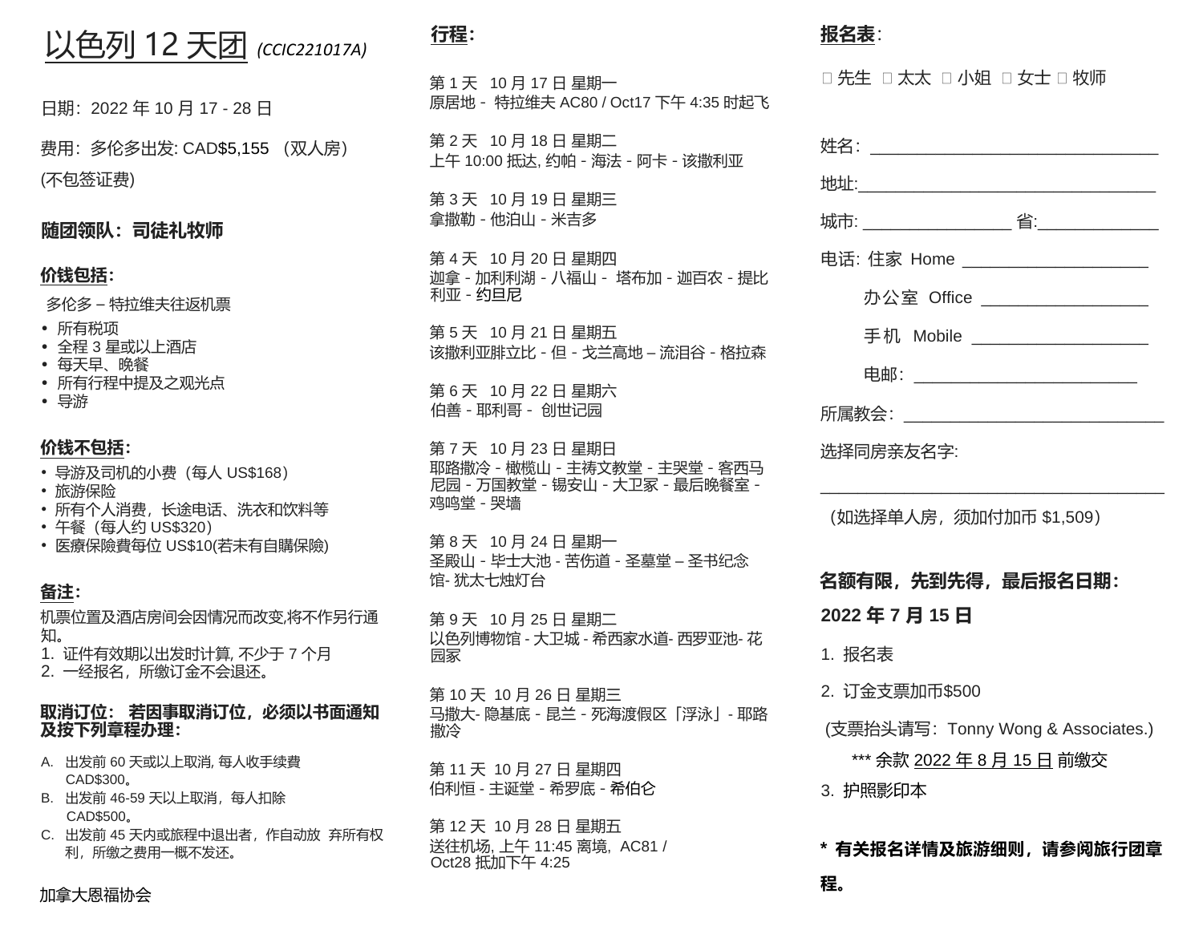# 以色列 12 天团 *(CCIC221017A)*

日期：2022 年 10 月 17 - 28 日

费用：多伦多出发: CAD$5,155 （双人房）
(不包签证费)

**随团领队：司徒礼牧师**

**价钱包括:**

多伦多 – 特拉维夫往返机票

- 所有税项
- 全程 3 星或以上酒店
- 每天早、晚餐
- 所有行程中提及之观光点
- 导游

**价钱不包括:**

- 导游及司机的小费（每人 US$168）
- 旅游保险
- 所有个人消费，长途电话、洗衣和饮料等
- 午餐（每人约 US$320）
- 医療保險費每位 US$10(若未有自購保險)

**备注:**

机票位置及酒店房间会因情况而改变,将不作另行通知。

1. 证件有效期以出发时计算, 不少于 7 个月
2. 一经报名，所缴订金不会退还。

**取消订位： 若因事取消订位，必须以书面通知及按下列章程办理:**

A. 出发前 60 天或以上取消, 每人收手续費 CAD$300。
B. 出发前 46-59 天以上取消，每人扣除 CAD$500。
C. 出发前 45 天内或旅程中退出者，作自动放 弃所有权利，所缴之费用一概不发还。

加拿大恩福协会

**行程:**

第 1 天 10 月 17 日 星期一
原居地 - 特拉维夫 AC80 / Oct17 下午 4:35 时起飞

第 2 天 10 月 18 日 星期二
上午 10:00 抵达, 约帕 - 海法 - 阿卡 - 该撒利亚

第 3 天 10 月 19 日 星期三
拿撒勒 - 他泊山 - 米吉多

第 4 天 10 月 20 日 星期四
迦拿 - 加利利湖 - 八福山 - 塔布加 - 迦百农 - 提比利亚 - 约旦尼

第 5 天 10 月 21 日 星期五
该撒利亚腓立比 - 但 - 戈兰高地 – 流泪谷 - 格拉森

第 6 天 10 月 22 日 星期六
伯善 - 耶利哥 - 创世记园

第 7 天 10 月 23 日 星期日
耶路撒冷 - 橄榄山 - 主祷文教堂 - 主哭堂 - 客西马尼园 - 万国教堂 - 锡安山 - 大卫冢 - 最后晚餐室 - 鸡鸣堂 - 哭墙

第 8 天 10 月 24 日 星期一
圣殿山 - 毕士大池 - 苦伤道 - 圣墓堂 – 圣书纪念馆- 犹太七烛灯台

第 9 天 10 月 25 日 星期二
以色列博物馆 - 大卫城 - 希西家水道- 西罗亚池- 花园冢

第 10 天 10 月 26 日 星期三
马撒大- 隐基底 - 昆兰 - 死海渡假区「浮泳」- 耶路撒冷

第 11 天 10 月 27 日 星期四
伯利恒 - 主诞堂 - 希罗底 - 希伯仑

第 12 天 10 月 28 日 星期五
送往机场, 上午 11:45 离境，AC81 / Oct28 抵加下午 4:25

**报名表:**

□ 先生 □ 太太 □ 小姐 □ 女士 □ 牧师

姓名: ______________________________

地址:______________________________

城市: ________________ 省:____________

电话: 住家 Home ___________________

办公室 Office _________________

手机 Mobile ___________________

电邮: _______________________

所属教会: ___________________________

选择同房亲友名字:

_____________________________________

（如选择单人房，须加付加币 $1,509）

**名额有限，先到先得，最后报名日期:**

**2022 年 7 月 15 日**

1. 报名表
2. 订金支票加币$500

(支票抬头请写：Tonny Wong & Associates.)

\*\*\* 余款 2022 年 8 月 15 日 前缴交

3. 护照影印本

**\* 有关报名详情及旅游细则，请参阅旅行团章程。**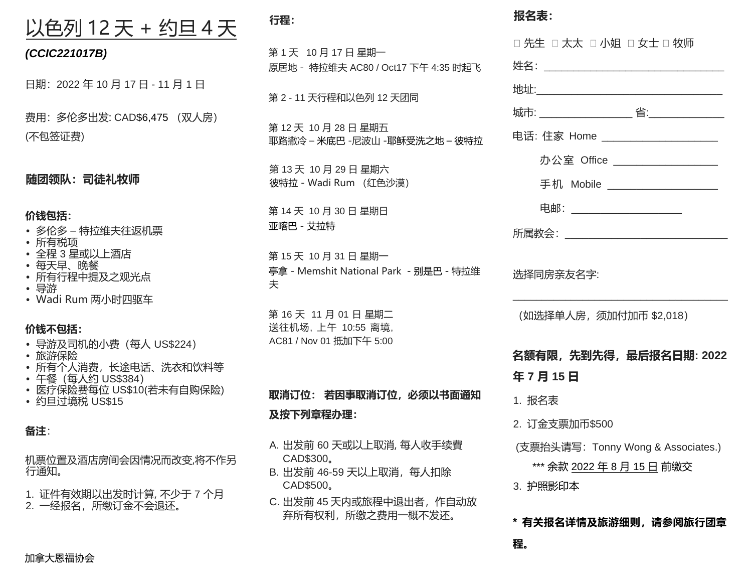# 以色列 12 天 + 约旦 4 天

***(CCIC221017B)***

日期：2022 年 10 月 17 日 - 11 月 1 日

费用：多伦多出发: CAD$6,475 （双人房）

(不包签证费)

**随团领队：司徒礼牧师**

**价钱包括：**

- 多伦多 – 特拉维夫往返机票
- 所有税项
- 全程 3 星或以上酒店
- 每天早、晚餐
- 所有行程中提及之观光点
- 导游
- Wadi Rum 两小时四驱车

**价钱不包括：**

- 导游及司机的小费（每人 US$224）
- 旅游保险
- 所有个人消费，长途电话、洗衣和饮料等
- 午餐（每人约 US$384）
- 医疗保险费每位 US$10(若未有自购保险)
- 约旦过境税 US$15

**备注**：

机票位置及酒店房间会因情况而改变,将不作另行通知。

1. 证件有效期以出发时计算, 不少于 7 个月
2. 一经报名，所缴订金不会退还。

加拿大恩福协会

**行程：**

第 1 天　10 月 17 日 星期一
原居地 - 特拉维夫 AC80 / Oct17 下午 4:35 时起飞

第 2 - 11 天行程和以色列 12 天团同

第 12 天　10 月 28 日 星期五
耶路撒冷 – 米底巴 -尼波山 -耶稣受洗之地 – 彼特拉

第 13 天　10 月 29 日 星期六
彼特拉 - Wadi Rum （红色沙漠）

第 14 天　10 月 30 日 星期日
亚喀巴 - 艾拉特

第 15 天　10 月 31 日 星期一
亭拿 - Memshit National Park - 别是巴 - 特拉维夫

第 16 天　11 月 01 日 星期二
送往机场，上午 10:55 离境，
AC81 / Nov 01 抵加下午 5:00

**取消订位： 若因事取消订位，必须以书面通知及按下列章程办理：**

A. 出发前 60 天或以上取消, 每人收手续費 CAD$300。
B. 出发前 46-59 天以上取消，每人扣除 CAD$500。
C. 出发前 45 天内或旅程中退出者，作自动放弃所有权利，所缴之费用一概不发还。

**报名表：**

☐ 先生 ☐ 太太 ☐ 小姐 ☐ 女士 ☐ 牧师

姓名：______________________________

地址:______________________________

城市: ________________ 省:____________

电话: 住家 Home ____________________

办公室 Office __________________

手机 Mobile ___________________

电邮：__________________

所属教会：______________________________

选择同房亲友名字:

______________________________________

（如选择单人房，须加付加币 $2,018）

**名额有限，先到先得，最后报名日期: 2022 年 7 月 15 日**

1. 报名表
2. 订金支票加币$500

(支票抬头请写：Tonny Wong & Associates.)

*** 余款 2022 年 8 月 15 日 前缴交

3. 护照影印本

**\* 有关报名详情及旅游细则，请参阅旅行团章程。**